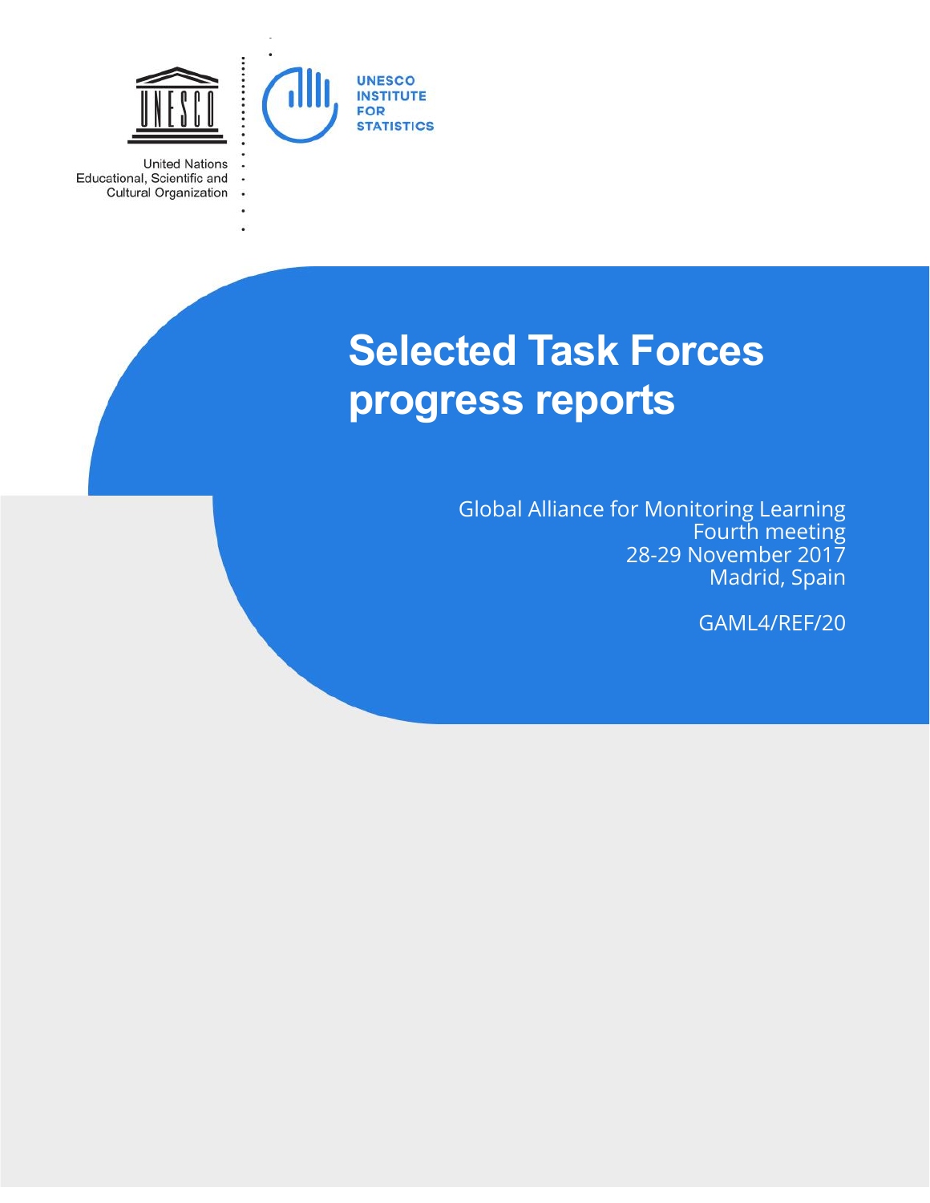United Nations Educational, Scientific and Cultural Organization

UNESCO INSTITUTE FOR STATISTICS

# Selected Task Forces progress reports

Global Alliance for Monitoring Learning
Fourth meeting
28-29 November 2017
Madrid, Spain

GAML4/REF/20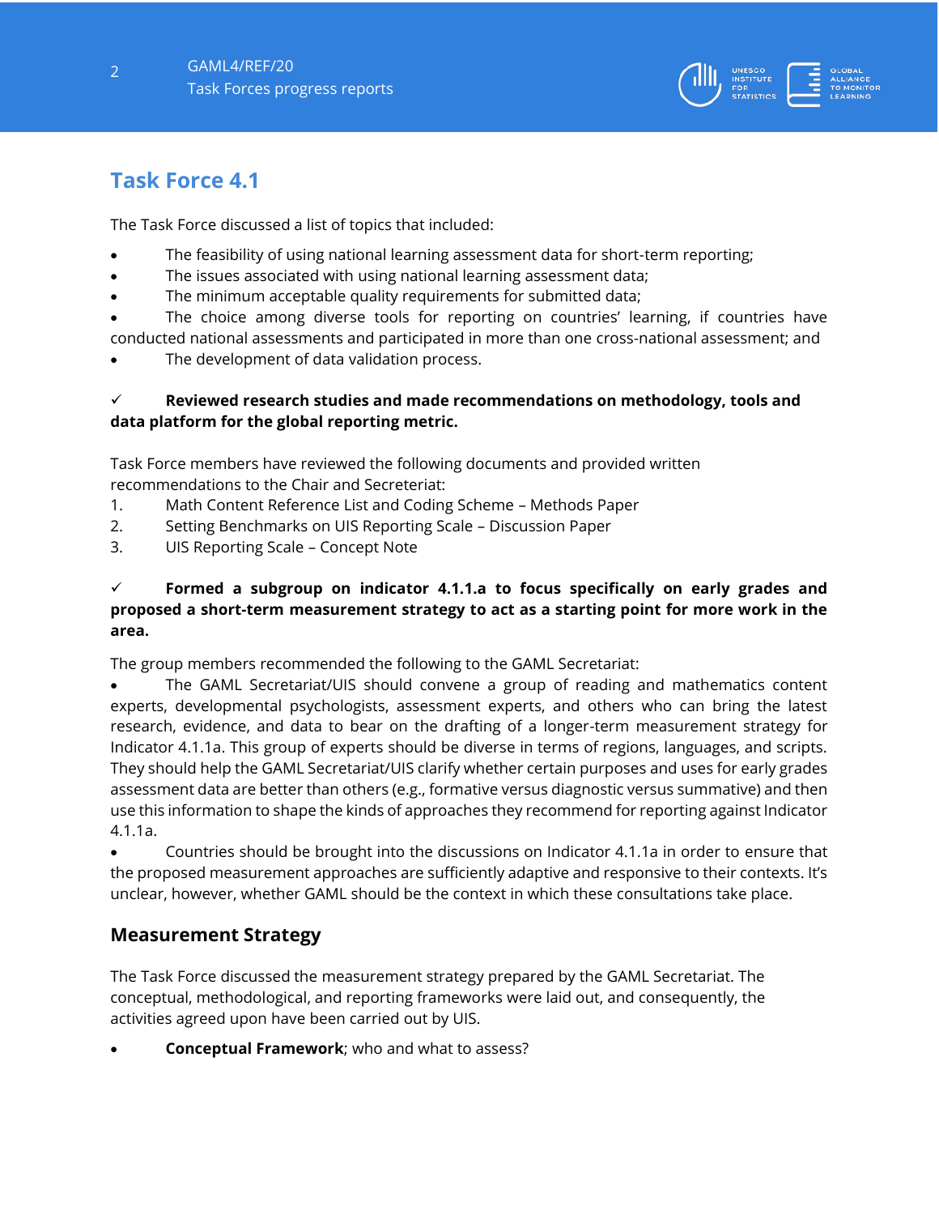## Task Force 4.1

The Task Force discussed a list of topics that included:

- The feasibility of using national learning assessment data for short-term reporting;
- The issues associated with using national learning assessment data;
- The minimum acceptable quality requirements for submitted data;
- The choice among diverse tools for reporting on countries' learning, if countries have conducted national assessments and participated in more than one cross-national assessment; and
- The development of data validation process.

✓ **Reviewed research studies and made recommendations on methodology, tools and data platform for the global reporting metric.**

Task Force members have reviewed the following documents and provided written recommendations to the Chair and Secreteriat:

1. Math Content Reference List and Coding Scheme – Methods Paper
2. Setting Benchmarks on UIS Reporting Scale – Discussion Paper
3. UIS Reporting Scale – Concept Note

✓ **Formed a subgroup on indicator 4.1.1.a to focus specifically on early grades and proposed a short-term measurement strategy to act as a starting point for more work in the area.**

The group members recommended the following to the GAML Secretariat:

- The GAML Secretariat/UIS should convene a group of reading and mathematics content experts, developmental psychologists, assessment experts, and others who can bring the latest research, evidence, and data to bear on the drafting of a longer-term measurement strategy for Indicator 4.1.1a. This group of experts should be diverse in terms of regions, languages, and scripts. They should help the GAML Secretariat/UIS clarify whether certain purposes and uses for early grades assessment data are better than others (e.g., formative versus diagnostic versus summative) and then use this information to shape the kinds of approaches they recommend for reporting against Indicator 4.1.1a.
- Countries should be brought into the discussions on Indicator 4.1.1a in order to ensure that the proposed measurement approaches are sufficiently adaptive and responsive to their contexts. It's unclear, however, whether GAML should be the context in which these consultations take place.

### Measurement Strategy

The Task Force discussed the measurement strategy prepared by the GAML Secretariat. The conceptual, methodological, and reporting frameworks were laid out, and consequently, the activities agreed upon have been carried out by UIS.

- **Conceptual Framework**; who and what to assess?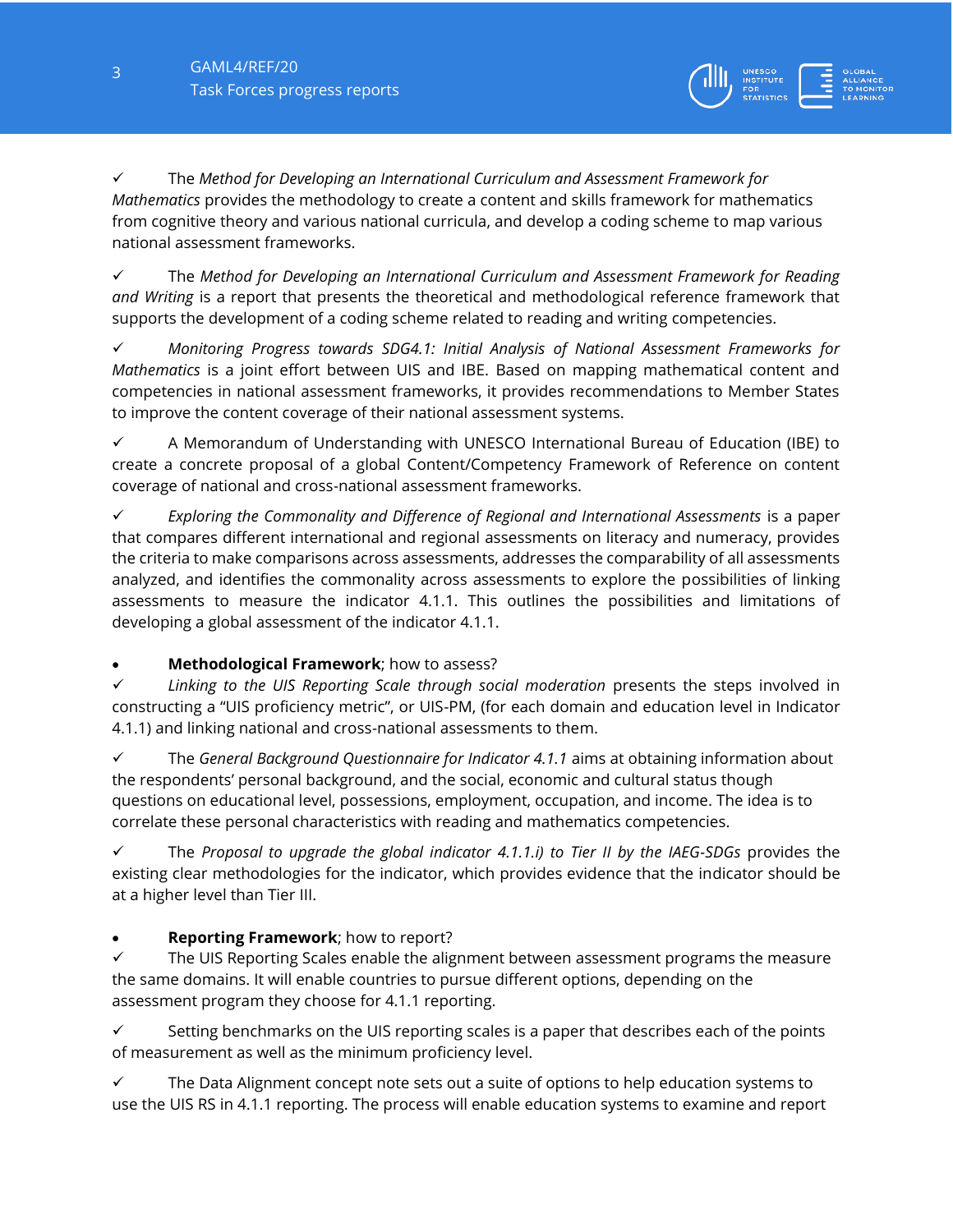✓ The *Method for Developing an International Curriculum and Assessment Framework for Mathematics* provides the methodology to create a content and skills framework for mathematics from cognitive theory and various national curricula, and develop a coding scheme to map various national assessment frameworks.

✓ The *Method for Developing an International Curriculum and Assessment Framework for Reading and Writing* is a report that presents the theoretical and methodological reference framework that supports the development of a coding scheme related to reading and writing competencies.

✓ *Monitoring Progress towards SDG4.1: Initial Analysis of National Assessment Frameworks for Mathematics* is a joint effort between UIS and IBE. Based on mapping mathematical content and competencies in national assessment frameworks, it provides recommendations to Member States to improve the content coverage of their national assessment systems.

✓ A Memorandum of Understanding with UNESCO International Bureau of Education (IBE) to create a concrete proposal of a global Content/Competency Framework of Reference on content coverage of national and cross-national assessment frameworks.

✓ *Exploring the Commonality and Difference of Regional and International Assessments* is a paper that compares different international and regional assessments on literacy and numeracy, provides the criteria to make comparisons across assessments, addresses the comparability of all assessments analyzed, and identifies the commonality across assessments to explore the possibilities of linking assessments to measure the indicator 4.1.1. This outlines the possibilities and limitations of developing a global assessment of the indicator 4.1.1.

- **Methodological Framework**; how to assess?

✓ *Linking to the UIS Reporting Scale through social moderation* presents the steps involved in constructing a "UIS proficiency metric", or UIS-PM, (for each domain and education level in Indicator 4.1.1) and linking national and cross-national assessments to them.

✓ The *General Background Questionnaire for Indicator 4.1.1* aims at obtaining information about the respondents' personal background, and the social, economic and cultural status though questions on educational level, possessions, employment, occupation, and income. The idea is to correlate these personal characteristics with reading and mathematics competencies.

✓ The *Proposal to upgrade the global indicator 4.1.1.i) to Tier II by the IAEG-SDGs* provides the existing clear methodologies for the indicator, which provides evidence that the indicator should be at a higher level than Tier III.

- **Reporting Framework**; how to report?

✓ The UIS Reporting Scales enable the alignment between assessment programs the measure the same domains. It will enable countries to pursue different options, depending on the assessment program they choose for 4.1.1 reporting.

✓ Setting benchmarks on the UIS reporting scales is a paper that describes each of the points of measurement as well as the minimum proficiency level.

✓ The Data Alignment concept note sets out a suite of options to help education systems to use the UIS RS in 4.1.1 reporting. The process will enable education systems to examine and report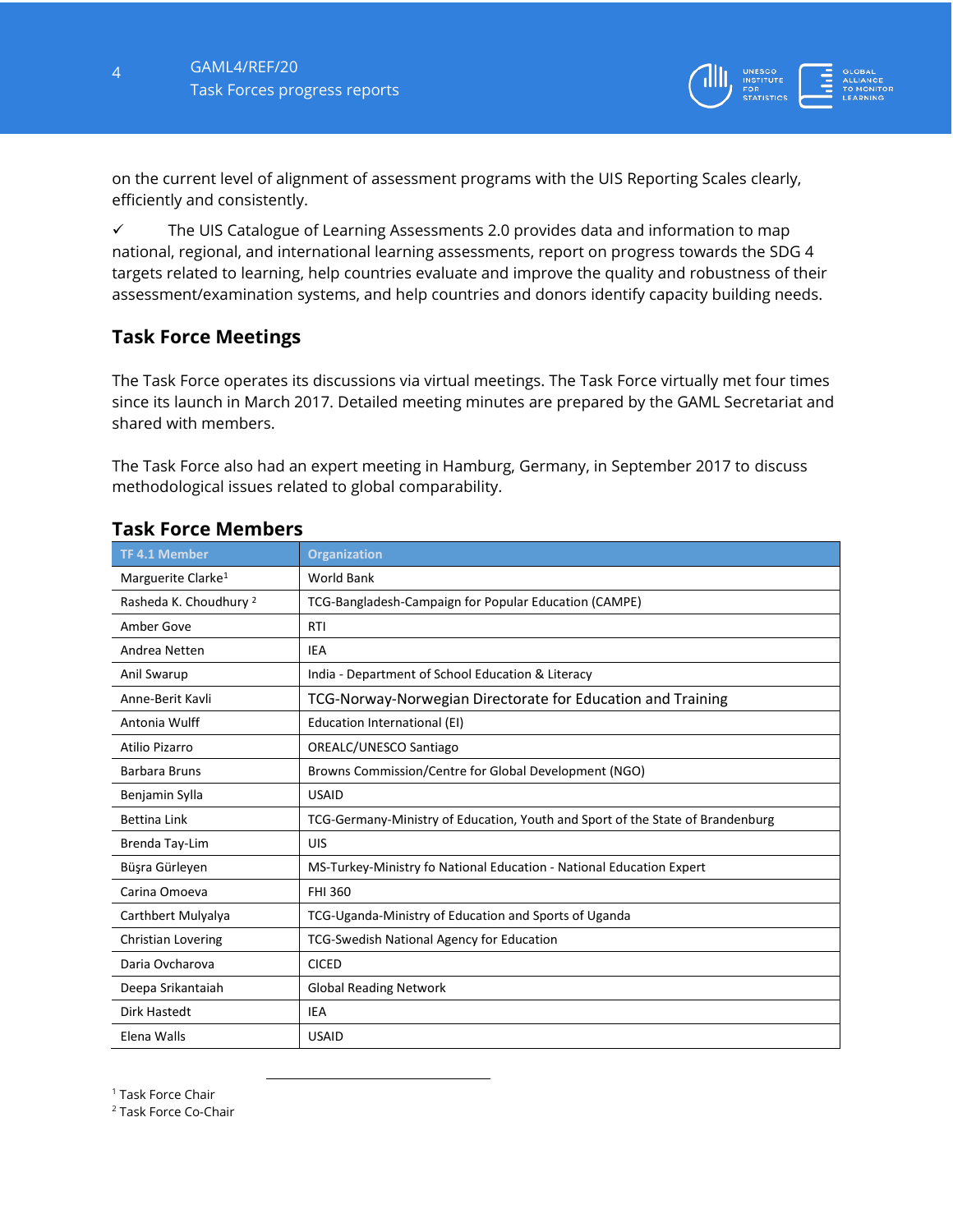on the current level of alignment of assessment programs with the UIS Reporting Scales clearly, efficiently and consistently.

✓ The UIS Catalogue of Learning Assessments 2.0 provides data and information to map national, regional, and international learning assessments, report on progress towards the SDG 4 targets related to learning, help countries evaluate and improve the quality and robustness of their assessment/examination systems, and help countries and donors identify capacity building needs.

## Task Force Meetings

The Task Force operates its discussions via virtual meetings. The Task Force virtually met four times since its launch in March 2017. Detailed meeting minutes are prepared by the GAML Secretariat and shared with members.

The Task Force also had an expert meeting in Hamburg, Germany, in September 2017 to discuss methodological issues related to global comparability.

## Task Force Members

| TF 4.1 Member | Organization |
|---|---|
| Marguerite Clarke[1] | World Bank |
| Rasheda K. Choudhury [2] | TCG-Bangladesh-Campaign for Popular Education (CAMPE) |
| Amber Gove | RTI |
| Andrea Netten | IEA |
| Anil Swarup | India - Department of School Education & Literacy |
| Anne-Berit Kavli | TCG-Norway-Norwegian Directorate for Education and Training |
| Antonia Wulff | Education International (EI) |
| Atilio Pizarro | OREALC/UNESCO Santiago |
| Barbara Bruns | Browns Commission/Centre for Global Development (NGO) |
| Benjamin Sylla | USAID |
| Bettina Link | TCG-Germany-Ministry of Education, Youth and Sport of the State of Brandenburg |
| Brenda Tay-Lim | UIS |
| Büşra Gürleyen | MS-Turkey-Ministry fo National Education - National Education Expert |
| Carina Omoeva | FHI 360 |
| Carthbert Mulyalya | TCG-Uganda-Ministry of Education and Sports of Uganda |
| Christian Lovering | TCG-Swedish National Agency for Education |
| Daria Ovcharova | CICED |
| Deepa Srikantaiah | Global Reading Network |
| Dirk Hastedt | IEA |
| Elena Walls | USAID |

[1] Task Force Chair

[2] Task Force Co-Chair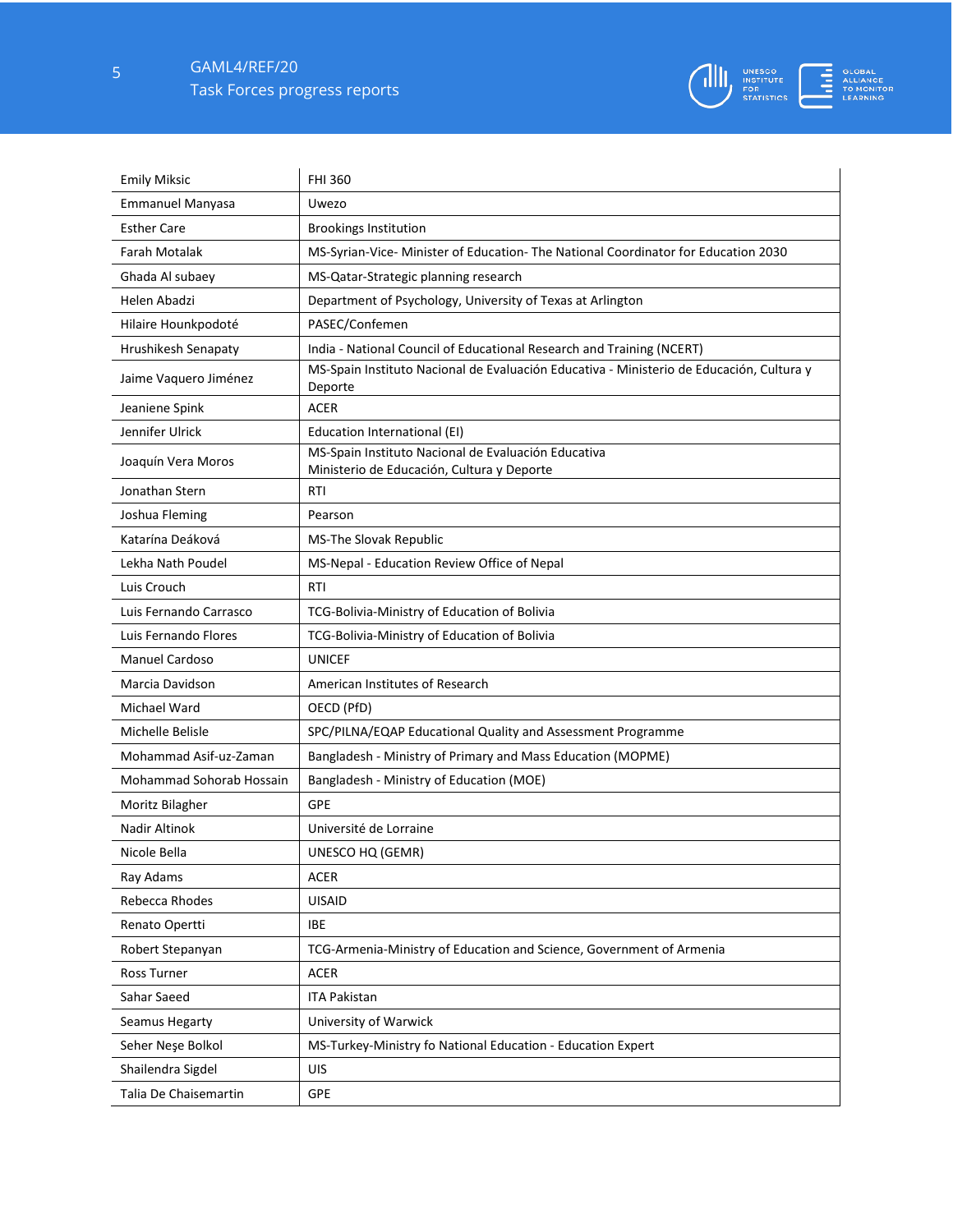| | |
|---|---|
| Emily Miksic | FHI 360 |
| Emmanuel Manyasa | Uwezo |
| Esther Care | Brookings Institution |
| Farah Motalak | MS-Syrian-Vice- Minister of Education- The National Coordinator for Education 2030 |
| Ghada Al subaey | MS-Qatar-Strategic planning research |
| Helen Abadzi | Department of Psychology, University of Texas at Arlington |
| Hilaire Hounkpodoté | PASEC/Confemen |
| Hrushikesh Senapaty | India - National Council of Educational Research and Training (NCERT) |
| Jaime Vaquero Jiménez | MS-Spain Instituto Nacional de Evaluación Educativa - Ministerio de Educación, Cultura y Deporte |
| Jeaniene Spink | ACER |
| Jennifer Ulrick | Education International (EI) |
| Joaquín Vera Moros | MS-Spain Instituto Nacional de Evaluación Educativa Ministerio de Educación, Cultura y Deporte |
| Jonathan Stern | RTI |
| Joshua Fleming | Pearson |
| Katarína Deáková | MS-The Slovak Republic |
| Lekha Nath Poudel | MS-Nepal - Education Review Office of Nepal |
| Luis Crouch | RTI |
| Luis Fernando Carrasco | TCG-Bolivia-Ministry of Education of Bolivia |
| Luis Fernando Flores | TCG-Bolivia-Ministry of Education of Bolivia |
| Manuel Cardoso | UNICEF |
| Marcia Davidson | American Institutes of Research |
| Michael Ward | OECD (PfD) |
| Michelle Belisle | SPC/PILNA/EQAP Educational Quality and Assessment Programme |
| Mohammad Asif-uz-Zaman | Bangladesh - Ministry of Primary and Mass Education (MOPME) |
| Mohammad Sohorab Hossain | Bangladesh - Ministry of Education (MOE) |
| Moritz Bilagher | GPE |
| Nadir Altinok | Université de Lorraine |
| Nicole Bella | UNESCO HQ (GEMR) |
| Ray Adams | ACER |
| Rebecca Rhodes | UISAID |
| Renato Opertti | IBE |
| Robert Stepanyan | TCG-Armenia-Ministry of Education and Science, Government of Armenia |
| Ross Turner | ACER |
| Sahar Saeed | ITA Pakistan |
| Seamus Hegarty | University of Warwick |
| Seher Neşe Bolkol | MS-Turkey-Ministry fo National Education - Education Expert |
| Shailendra Sigdel | UIS |
| Talia De Chaisemartin | GPE |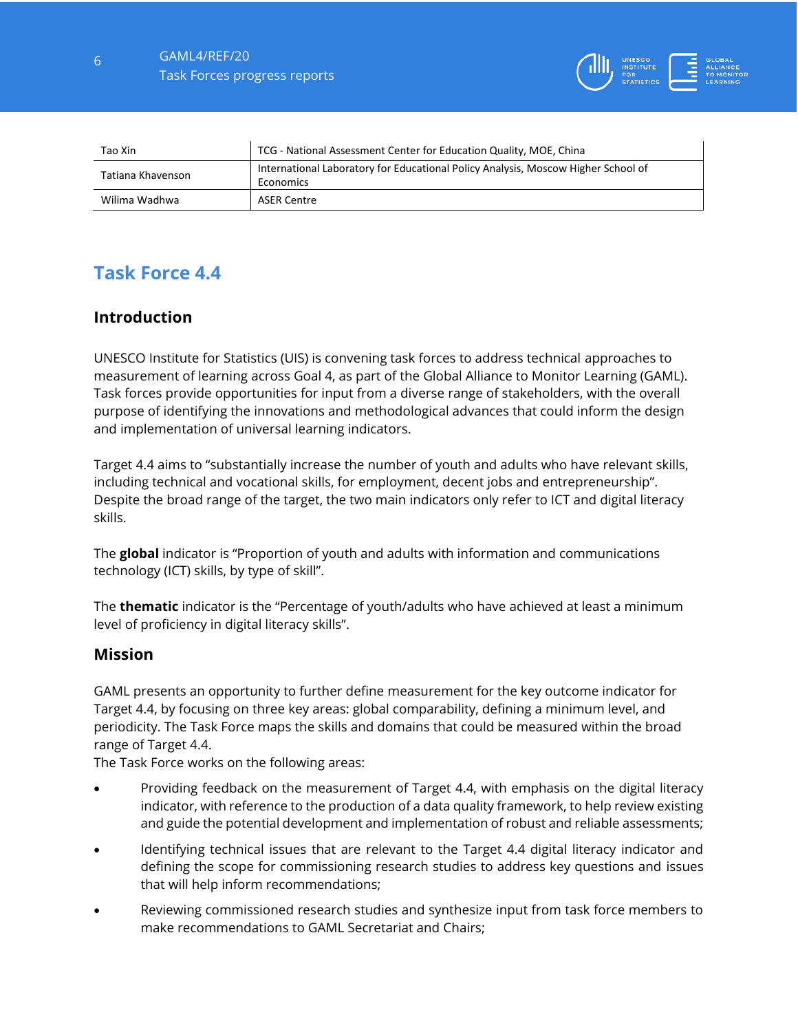| | |
|---|---|
| Tao Xin | TCG - National Assessment Center for Education Quality, MOE, China |
| Tatiana Khavenson | International Laboratory for Educational Policy Analysis, Moscow Higher School of Economics |
| Wilima Wadhwa | ASER Centre |

## Task Force 4.4

### Introduction

UNESCO Institute for Statistics (UIS) is convening task forces to address technical approaches to measurement of learning across Goal 4, as part of the Global Alliance to Monitor Learning (GAML). Task forces provide opportunities for input from a diverse range of stakeholders, with the overall purpose of identifying the innovations and methodological advances that could inform the design and implementation of universal learning indicators.

Target 4.4 aims to "substantially increase the number of youth and adults who have relevant skills, including technical and vocational skills, for employment, decent jobs and entrepreneurship". Despite the broad range of the target, the two main indicators only refer to ICT and digital literacy skills.

The **global** indicator is "Proportion of youth and adults with information and communications technology (ICT) skills, by type of skill".

The **thematic** indicator is the "Percentage of youth/adults who have achieved at least a minimum level of proficiency in digital literacy skills".

### Mission

GAML presents an opportunity to further define measurement for the key outcome indicator for Target 4.4, by focusing on three key areas: global comparability, defining a minimum level, and periodicity. The Task Force maps the skills and domains that could be measured within the broad range of Target 4.4.

The Task Force works on the following areas:

- Providing feedback on the measurement of Target 4.4, with emphasis on the digital literacy indicator, with reference to the production of a data quality framework, to help review existing and guide the potential development and implementation of robust and reliable assessments;
- Identifying technical issues that are relevant to the Target 4.4 digital literacy indicator and defining the scope for commissioning research studies to address key questions and issues that will help inform recommendations;
- Reviewing commissioned research studies and synthesize input from task force members to make recommendations to GAML Secretariat and Chairs;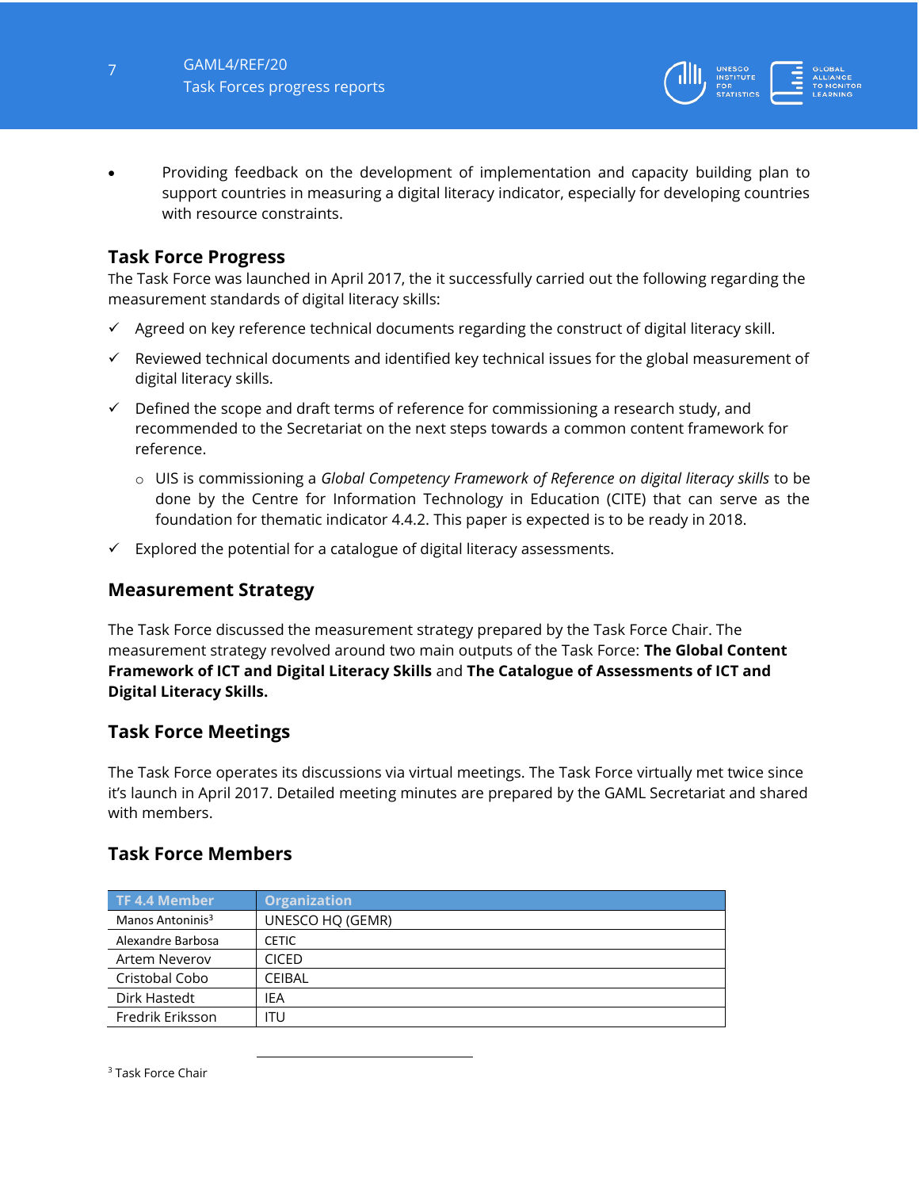- Providing feedback on the development of implementation and capacity building plan to support countries in measuring a digital literacy indicator, especially for developing countries with resource constraints.

## Task Force Progress

The Task Force was launched in April 2017, the it successfully carried out the following regarding the measurement standards of digital literacy skills:

- ✓ Agreed on key reference technical documents regarding the construct of digital literacy skill.
- ✓ Reviewed technical documents and identified key technical issues for the global measurement of digital literacy skills.
- ✓ Defined the scope and draft terms of reference for commissioning a research study, and recommended to the Secretariat on the next steps towards a common content framework for reference.
  - UIS is commissioning a *Global Competency Framework of Reference on digital literacy skills* to be done by the Centre for Information Technology in Education (CITE) that can serve as the foundation for thematic indicator 4.4.2. This paper is expected is to be ready in 2018.
- ✓ Explored the potential for a catalogue of digital literacy assessments.

## Measurement Strategy

The Task Force discussed the measurement strategy prepared by the Task Force Chair. The measurement strategy revolved around two main outputs of the Task Force: **The Global Content Framework of ICT and Digital Literacy Skills** and **The Catalogue of Assessments of ICT and Digital Literacy Skills.**

## Task Force Meetings

The Task Force operates its discussions via virtual meetings. The Task Force virtually met twice since it's launch in April 2017. Detailed meeting minutes are prepared by the GAML Secretariat and shared with members.

## Task Force Members

| TF 4.4 Member | Organization |
|---|---|
| Manos Antoninis[3] | UNESCO HQ (GEMR) |
| Alexandre Barbosa | CETIC |
| Artem Neverov | CICED |
| Cristobal Cobo | CEIBAL |
| Dirk Hastedt | IEA |
| Fredrik Eriksson | ITU |

[3] Task Force Chair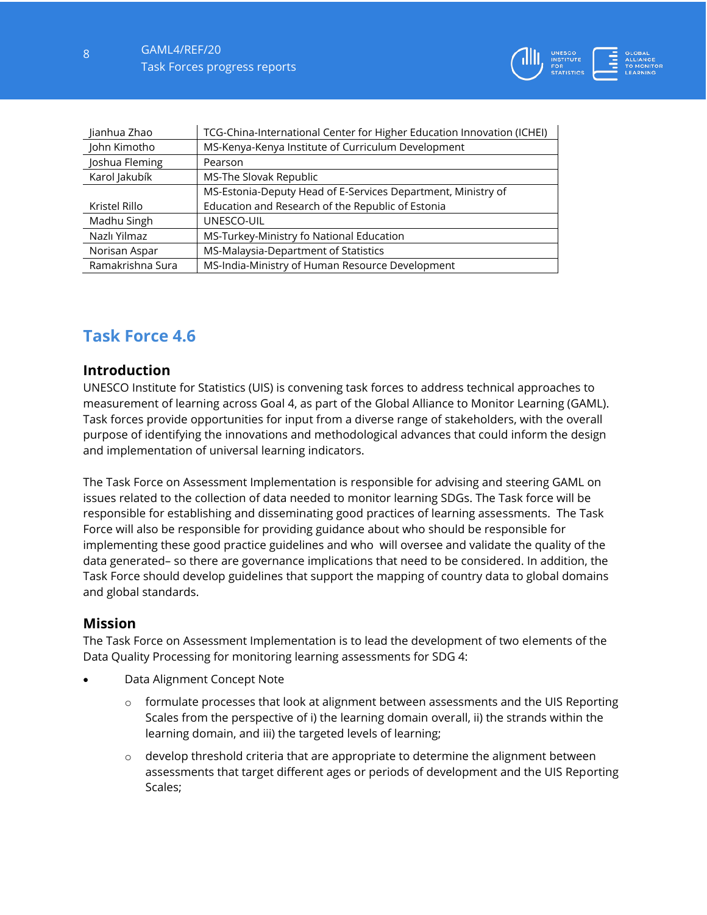| Jianhua Zhao | TCG-China-International Center for Higher Education Innovation (ICHEI) |
|---|---|
| John Kimotho | MS-Kenya-Kenya Institute of Curriculum Development |
| Joshua Fleming | Pearson |
| Karol Jakubík | MS-The Slovak Republic |
| Kristel Rillo | MS-Estonia-Deputy Head of E-Services Department, Ministry of Education and Research of the Republic of Estonia |
| Madhu Singh | UNESCO-UIL |
| Nazlı Yilmaz | MS-Turkey-Ministry fo National Education |
| Norisan Aspar | MS-Malaysia-Department of Statistics |
| Ramakrishna Sura | MS-India-Ministry of Human Resource Development |

## Task Force 4.6

### Introduction

UNESCO Institute for Statistics (UIS) is convening task forces to address technical approaches to measurement of learning across Goal 4, as part of the Global Alliance to Monitor Learning (GAML). Task forces provide opportunities for input from a diverse range of stakeholders, with the overall purpose of identifying the innovations and methodological advances that could inform the design and implementation of universal learning indicators.

The Task Force on Assessment Implementation is responsible for advising and steering GAML on issues related to the collection of data needed to monitor learning SDGs. The Task force will be responsible for establishing and disseminating good practices of learning assessments. The Task Force will also be responsible for providing guidance about who should be responsible for implementing these good practice guidelines and who will oversee and validate the quality of the data generated– so there are governance implications that need to be considered. In addition, the Task Force should develop guidelines that support the mapping of country data to global domains and global standards.

### Mission

The Task Force on Assessment Implementation is to lead the development of two elements of the Data Quality Processing for monitoring learning assessments for SDG 4:

- Data Alignment Concept Note
  - formulate processes that look at alignment between assessments and the UIS Reporting Scales from the perspective of i) the learning domain overall, ii) the strands within the learning domain, and iii) the targeted levels of learning;
  - develop threshold criteria that are appropriate to determine the alignment between assessments that target different ages or periods of development and the UIS Reporting Scales;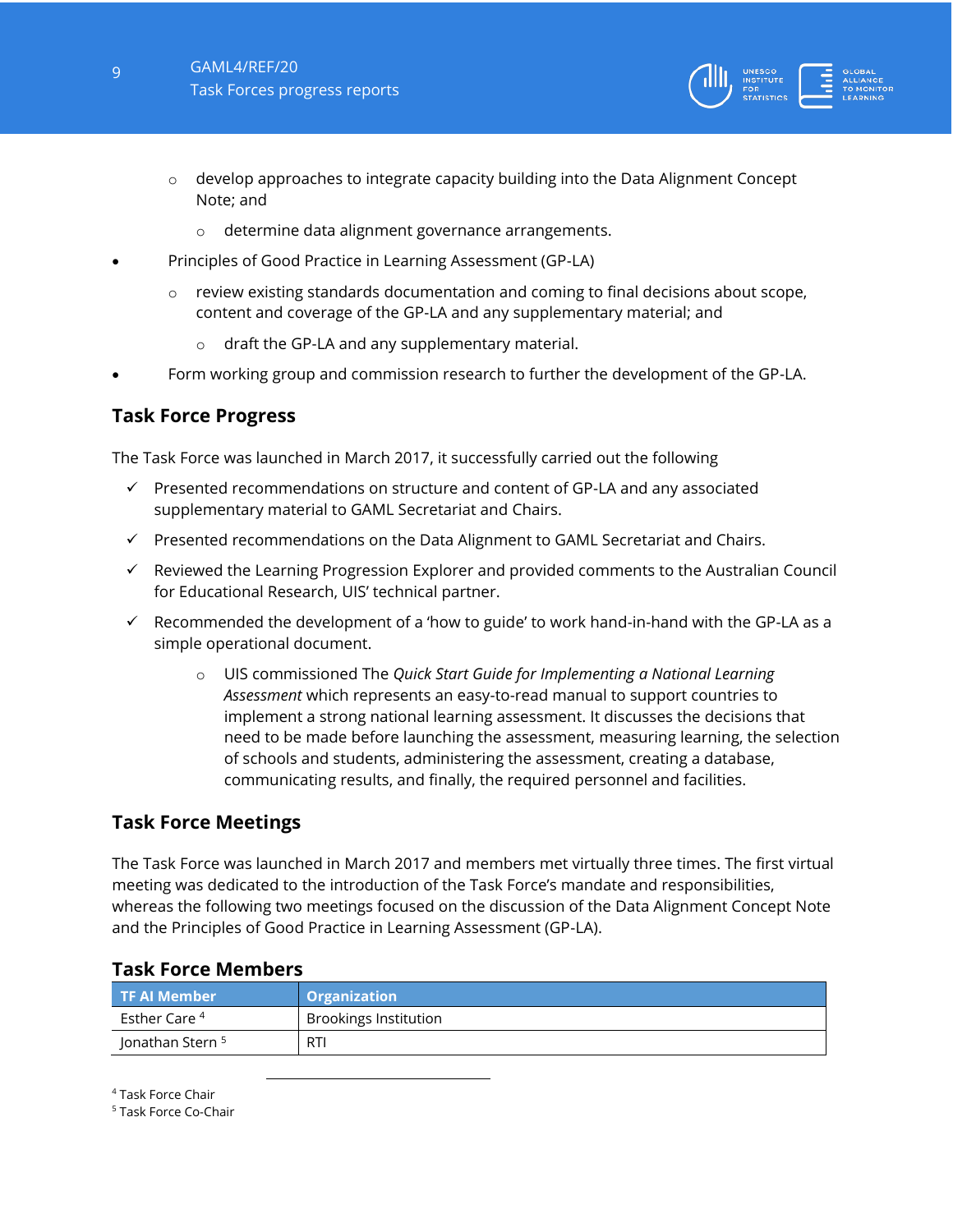- develop approaches to integrate capacity building into the Data Alignment Concept Note; and
  - determine data alignment governance arrangements.
- Principles of Good Practice in Learning Assessment (GP-LA)
  - review existing standards documentation and coming to final decisions about scope, content and coverage of the GP-LA and any supplementary material; and
    - draft the GP-LA and any supplementary material.
- Form working group and commission research to further the development of the GP-LA.

## Task Force Progress

The Task Force was launched in March 2017, it successfully carried out the following

- ✓ Presented recommendations on structure and content of GP-LA and any associated supplementary material to GAML Secretariat and Chairs.
- ✓ Presented recommendations on the Data Alignment to GAML Secretariat and Chairs.
- ✓ Reviewed the Learning Progression Explorer and provided comments to the Australian Council for Educational Research, UIS' technical partner.
- ✓ Recommended the development of a 'how to guide' to work hand-in-hand with the GP-LA as a simple operational document.
  - UIS commissioned The *Quick Start Guide for Implementing a National Learning Assessment* which represents an easy-to-read manual to support countries to implement a strong national learning assessment. It discusses the decisions that need to be made before launching the assessment, measuring learning, the selection of schools and students, administering the assessment, creating a database, communicating results, and finally, the required personnel and facilities.

## Task Force Meetings

The Task Force was launched in March 2017 and members met virtually three times. The first virtual meeting was dedicated to the introduction of the Task Force's mandate and responsibilities, whereas the following two meetings focused on the discussion of the Data Alignment Concept Note and the Principles of Good Practice in Learning Assessment (GP-LA).

## Task Force Members

| TF AI Member | Organization |
|---|---|
| Esther Care [4] | Brookings Institution |
| Jonathan Stern [5] | RTI |

[4] Task Force Chair
[5] Task Force Co-Chair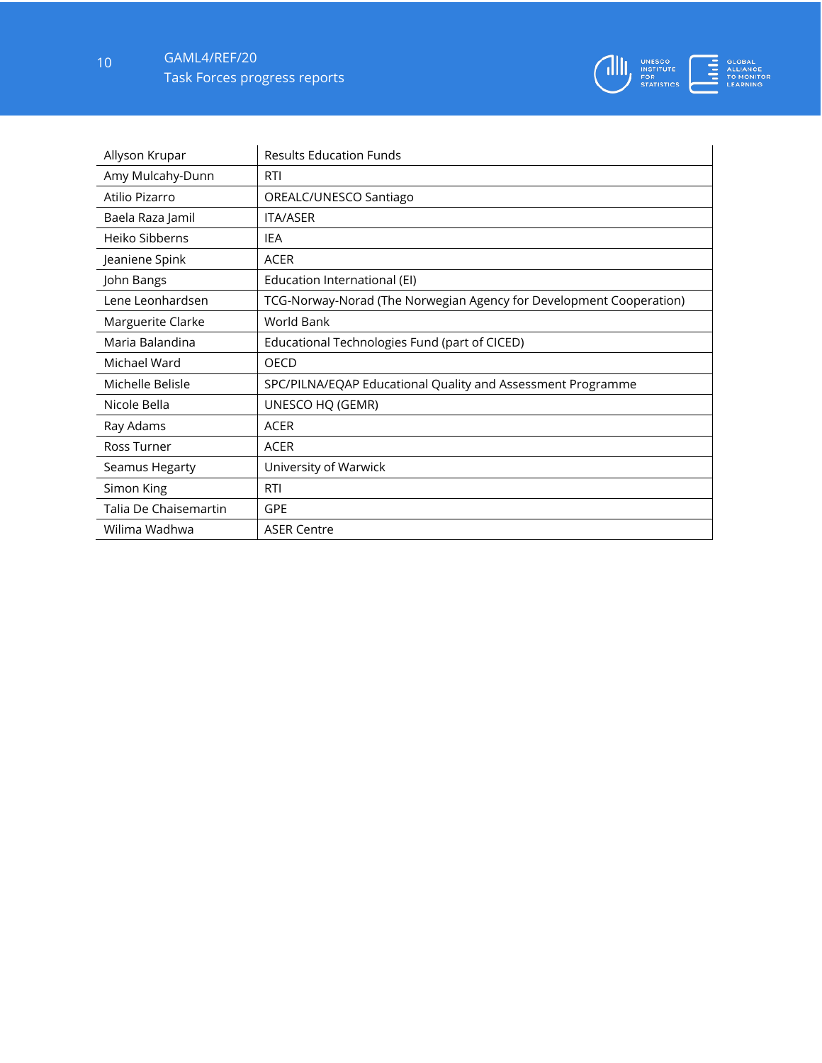| | |
|---|---|
| Allyson Krupar | Results Education Funds |
| Amy Mulcahy-Dunn | RTI |
| Atilio Pizarro | OREALC/UNESCO Santiago |
| Baela Raza Jamil | ITA/ASER |
| Heiko Sibberns | IEA |
| Jeaniene Spink | ACER |
| John Bangs | Education International (EI) |
| Lene Leonhardsen | TCG-Norway-Norad (The Norwegian Agency for Development Cooperation) |
| Marguerite Clarke | World Bank |
| Maria Balandina | Educational Technologies Fund (part of CICED) |
| Michael Ward | OECD |
| Michelle Belisle | SPC/PILNA/EQAP Educational Quality and Assessment Programme |
| Nicole Bella | UNESCO HQ (GEMR) |
| Ray Adams | ACER |
| Ross Turner | ACER |
| Seamus Hegarty | University of Warwick |
| Simon King | RTI |
| Talia De Chaisemartin | GPE |
| Wilima Wadhwa | ASER Centre |